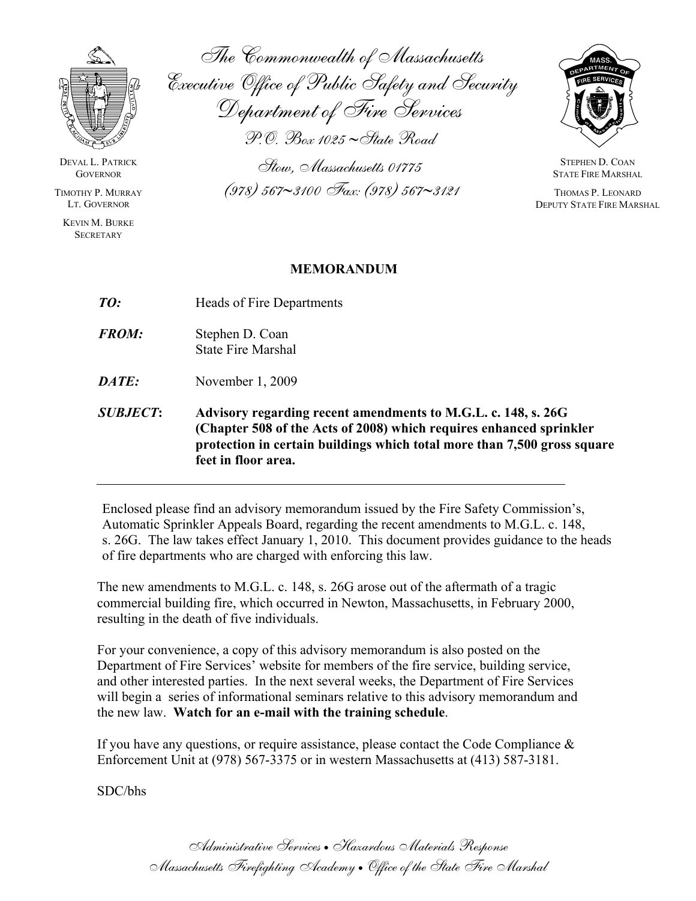The Commonwealth of Massachusetts
Executive Office of Public Safety and Security
Department of Fire Services
P.O. Box 1025 ~ State Road
Stow, Massachusetts 01775
(978) 567~3100 Fax: (978) 567~3121

DEVAL L. PATRICK
GOVERNOR

TIMOTHY P. MURRAY
LT. GOVERNOR

KEVIN M. BURKE
SECRETARY

STEPHEN D. COAN
STATE FIRE MARSHAL

THOMAS P. LEONARD
DEPUTY STATE FIRE MARSHAL

# MEMORANDUM

***TO:*** Heads of Fire Departments

***FROM:*** Stephen D. Coan
State Fire Marshal

***DATE:*** November 1, 2009

***SUBJECT*:** **Advisory regarding recent amendments to M.G.L. c. 148, s. 26G (Chapter 508 of the Acts of 2008) which requires enhanced sprinkler protection in certain buildings which total more than 7,500 gross square feet in floor area.**

---

Enclosed please find an advisory memorandum issued by the Fire Safety Commission's, Automatic Sprinkler Appeals Board, regarding the recent amendments to M.G.L. c. 148, s. 26G. The law takes effect January 1, 2010. This document provides guidance to the heads of fire departments who are charged with enforcing this law.

The new amendments to M.G.L. c. 148, s. 26G arose out of the aftermath of a tragic commercial building fire, which occurred in Newton, Massachusetts, in February 2000, resulting in the death of five individuals.

For your convenience, a copy of this advisory memorandum is also posted on the Department of Fire Services' website for members of the fire service, building service, and other interested parties. In the next several weeks, the Department of Fire Services will begin a series of informational seminars relative to this advisory memorandum and the new law. **Watch for an e-mail with the training schedule**.

If you have any questions, or require assistance, please contact the Code Compliance & Enforcement Unit at (978) 567-3375 or in western Massachusetts at (413) 587-3181.

SDC/bhs

*Administrative Services • Hazardous Materials Response*
*Massachusetts Firefighting Academy • Office of the State Fire Marshal*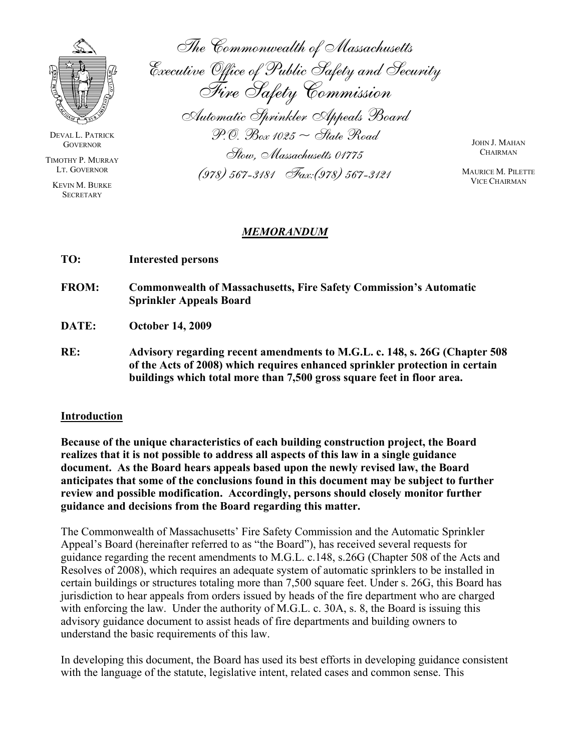The Commonwealth of Massachusetts
Executive Office of Public Safety and Security
Fire Safety Commission
Automatic Sprinkler Appeals Board
P.O. Box 1025 ~ State Road
Stow, Massachusetts 01775
(978) 567-3181 Fax:(978) 567-3121

DEVAL L. PATRICK
GOVERNOR

TIMOTHY P. MURRAY
LT. GOVERNOR

KEVIN M. BURKE
SECRETARY

JOHN J. MAHAN
CHAIRMAN

MAURICE M. PILETTE
VICE CHAIRMAN

## ***MEMORANDUM***

**TO:** **Interested persons**

**FROM:** **Commonwealth of Massachusetts, Fire Safety Commission's Automatic Sprinkler Appeals Board**

**DATE:** **October 14, 2009**

**RE:** **Advisory regarding recent amendments to M.G.L. c. 148, s. 26G (Chapter 508 of the Acts of 2008) which requires enhanced sprinkler protection in certain buildings which total more than 7,500 gross square feet in floor area.**

### Introduction

**Because of the unique characteristics of each building construction project, the Board realizes that it is not possible to address all aspects of this law in a single guidance document. As the Board hears appeals based upon the newly revised law, the Board anticipates that some of the conclusions found in this document may be subject to further review and possible modification. Accordingly, persons should closely monitor further guidance and decisions from the Board regarding this matter.**

The Commonwealth of Massachusetts' Fire Safety Commission and the Automatic Sprinkler Appeal's Board (hereinafter referred to as "the Board"), has received several requests for guidance regarding the recent amendments to M.G.L. c.148, s.26G (Chapter 508 of the Acts and Resolves of 2008), which requires an adequate system of automatic sprinklers to be installed in certain buildings or structures totaling more than 7,500 square feet. Under s. 26G, this Board has jurisdiction to hear appeals from orders issued by heads of the fire department who are charged with enforcing the law. Under the authority of M.G.L. c. 30A, s. 8, the Board is issuing this advisory guidance document to assist heads of fire departments and building owners to understand the basic requirements of this law.

In developing this document, the Board has used its best efforts in developing guidance consistent with the language of the statute, legislative intent, related cases and common sense. This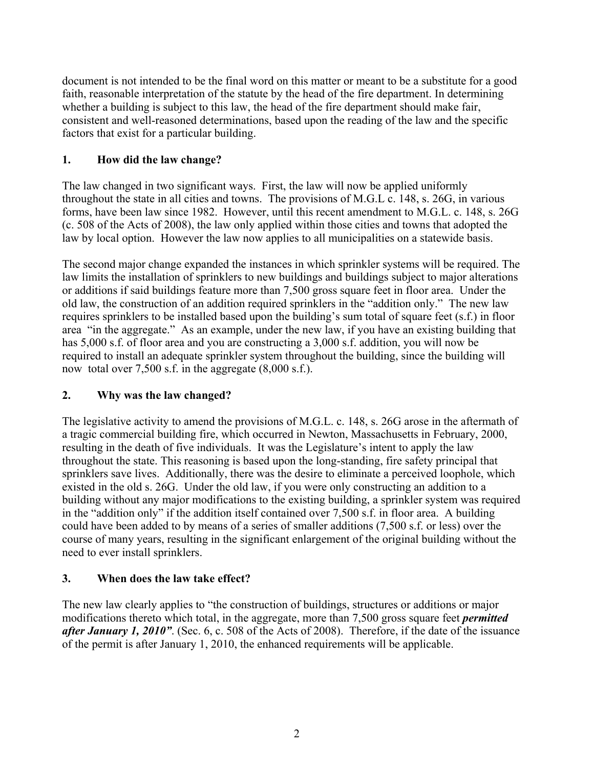document is not intended to be the final word on this matter or meant to be a substitute for a good faith, reasonable interpretation of the statute by the head of the fire department. In determining whether a building is subject to this law, the head of the fire department should make fair, consistent and well-reasoned determinations, based upon the reading of the law and the specific factors that exist for a particular building.

## 1. How did the law change?

The law changed in two significant ways. First, the law will now be applied uniformly throughout the state in all cities and towns. The provisions of M.G.L c. 148, s. 26G, in various forms, have been law since 1982. However, until this recent amendment to M.G.L. c. 148, s. 26G (c. 508 of the Acts of 2008), the law only applied within those cities and towns that adopted the law by local option. However the law now applies to all municipalities on a statewide basis.

The second major change expanded the instances in which sprinkler systems will be required. The law limits the installation of sprinklers to new buildings and buildings subject to major alterations or additions if said buildings feature more than 7,500 gross square feet in floor area. Under the old law, the construction of an addition required sprinklers in the "addition only." The new law requires sprinklers to be installed based upon the building's sum total of square feet (s.f.) in floor area "in the aggregate." As an example, under the new law, if you have an existing building that has 5,000 s.f. of floor area and you are constructing a 3,000 s.f. addition, you will now be required to install an adequate sprinkler system throughout the building, since the building will now total over 7,500 s.f. in the aggregate (8,000 s.f.).

## 2. Why was the law changed?

The legislative activity to amend the provisions of M.G.L. c. 148, s. 26G arose in the aftermath of a tragic commercial building fire, which occurred in Newton, Massachusetts in February, 2000, resulting in the death of five individuals. It was the Legislature's intent to apply the law throughout the state. This reasoning is based upon the long-standing, fire safety principal that sprinklers save lives. Additionally, there was the desire to eliminate a perceived loophole, which existed in the old s. 26G. Under the old law, if you were only constructing an addition to a building without any major modifications to the existing building, a sprinkler system was required in the "addition only" if the addition itself contained over 7,500 s.f. in floor area. A building could have been added to by means of a series of smaller additions (7,500 s.f. or less) over the course of many years, resulting in the significant enlargement of the original building without the need to ever install sprinklers.

## 3. When does the law take effect?

The new law clearly applies to "the construction of buildings, structures or additions or major modifications thereto which total, in the aggregate, more than 7,500 gross square feet ***permitted after January 1, 2010"***. (Sec. 6, c. 508 of the Acts of 2008). Therefore, if the date of the issuance of the permit is after January 1, 2010, the enhanced requirements will be applicable.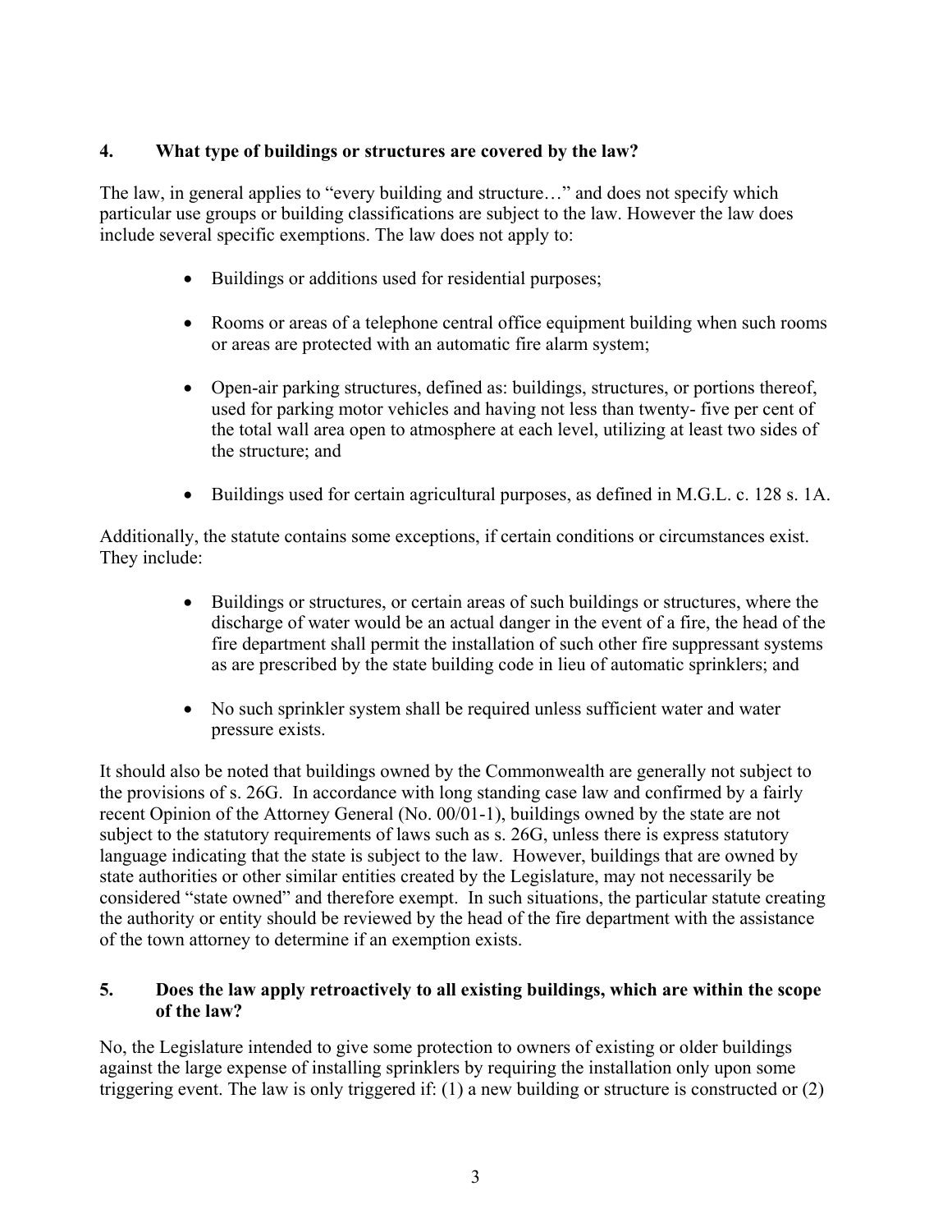### 4. What type of buildings or structures are covered by the law?

The law, in general applies to "every building and structure…" and does not specify which particular use groups or building classifications are subject to the law. However the law does include several specific exemptions. The law does not apply to:

- Buildings or additions used for residential purposes;
- Rooms or areas of a telephone central office equipment building when such rooms or areas are protected with an automatic fire alarm system;
- Open-air parking structures, defined as: buildings, structures, or portions thereof, used for parking motor vehicles and having not less than twenty- five per cent of the total wall area open to atmosphere at each level, utilizing at least two sides of the structure; and
- Buildings used for certain agricultural purposes, as defined in M.G.L. c. 128 s. 1A.

Additionally, the statute contains some exceptions, if certain conditions or circumstances exist. They include:

- Buildings or structures, or certain areas of such buildings or structures, where the discharge of water would be an actual danger in the event of a fire, the head of the fire department shall permit the installation of such other fire suppressant systems as are prescribed by the state building code in lieu of automatic sprinklers; and
- No such sprinkler system shall be required unless sufficient water and water pressure exists.

It should also be noted that buildings owned by the Commonwealth are generally not subject to the provisions of s. 26G. In accordance with long standing case law and confirmed by a fairly recent Opinion of the Attorney General (No. 00/01-1), buildings owned by the state are not subject to the statutory requirements of laws such as s. 26G, unless there is express statutory language indicating that the state is subject to the law. However, buildings that are owned by state authorities or other similar entities created by the Legislature, may not necessarily be considered "state owned" and therefore exempt. In such situations, the particular statute creating the authority or entity should be reviewed by the head of the fire department with the assistance of the town attorney to determine if an exemption exists.

### 5. Does the law apply retroactively to all existing buildings, which are within the scope of the law?

No, the Legislature intended to give some protection to owners of existing or older buildings against the large expense of installing sprinklers by requiring the installation only upon some triggering event. The law is only triggered if: (1) a new building or structure is constructed or (2)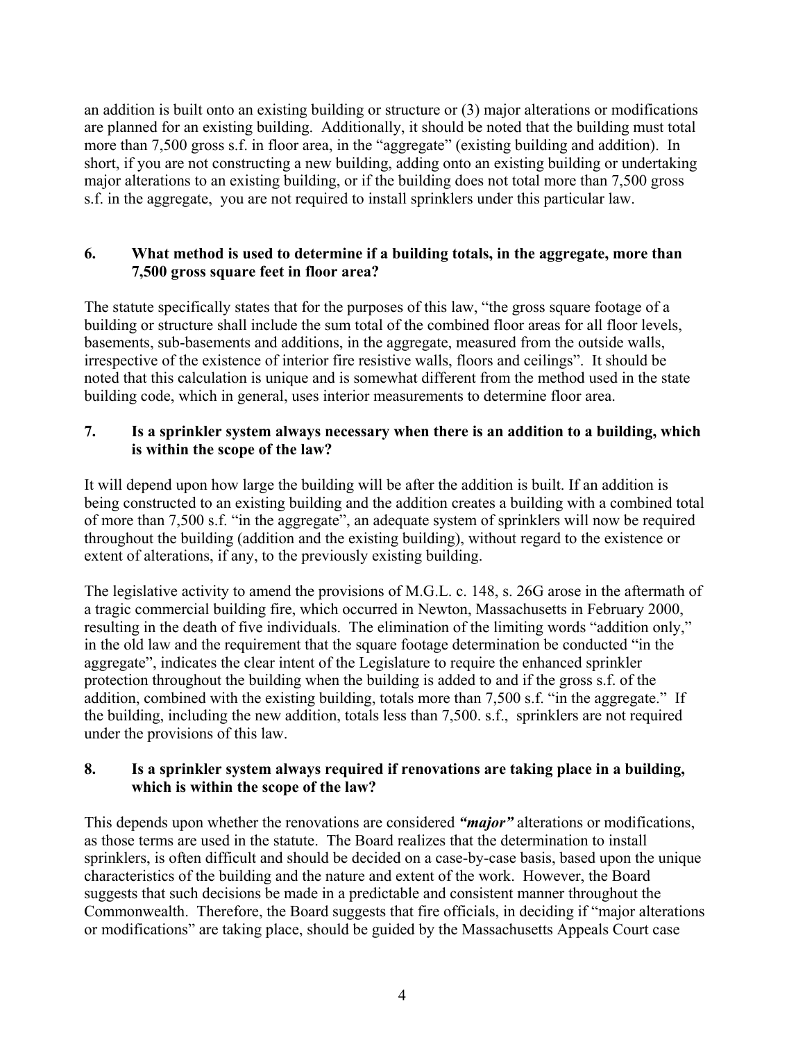an addition is built onto an existing building or structure or (3) major alterations or modifications are planned for an existing building. Additionally, it should be noted that the building must total more than 7,500 gross s.f. in floor area, in the "aggregate" (existing building and addition). In short, if you are not constructing a new building, adding onto an existing building or undertaking major alterations to an existing building, or if the building does not total more than 7,500 gross s.f. in the aggregate, you are not required to install sprinklers under this particular law.

### 6. What method is used to determine if a building totals, in the aggregate, more than 7,500 gross square feet in floor area?

The statute specifically states that for the purposes of this law, "the gross square footage of a building or structure shall include the sum total of the combined floor areas for all floor levels, basements, sub-basements and additions, in the aggregate, measured from the outside walls, irrespective of the existence of interior fire resistive walls, floors and ceilings". It should be noted that this calculation is unique and is somewhat different from the method used in the state building code, which in general, uses interior measurements to determine floor area.

### 7. Is a sprinkler system always necessary when there is an addition to a building, which is within the scope of the law?

It will depend upon how large the building will be after the addition is built. If an addition is being constructed to an existing building and the addition creates a building with a combined total of more than 7,500 s.f. "in the aggregate", an adequate system of sprinklers will now be required throughout the building (addition and the existing building), without regard to the existence or extent of alterations, if any, to the previously existing building.

The legislative activity to amend the provisions of M.G.L. c. 148, s. 26G arose in the aftermath of a tragic commercial building fire, which occurred in Newton, Massachusetts in February 2000, resulting in the death of five individuals. The elimination of the limiting words "addition only," in the old law and the requirement that the square footage determination be conducted "in the aggregate", indicates the clear intent of the Legislature to require the enhanced sprinkler protection throughout the building when the building is added to and if the gross s.f. of the addition, combined with the existing building, totals more than 7,500 s.f. "in the aggregate." If the building, including the new addition, totals less than 7,500. s.f., sprinklers are not required under the provisions of this law.

### 8. Is a sprinkler system always required if renovations are taking place in a building, which is within the scope of the law?

This depends upon whether the renovations are considered ***"major"*** alterations or modifications, as those terms are used in the statute. The Board realizes that the determination to install sprinklers, is often difficult and should be decided on a case-by-case basis, based upon the unique characteristics of the building and the nature and extent of the work. However, the Board suggests that such decisions be made in a predictable and consistent manner throughout the Commonwealth. Therefore, the Board suggests that fire officials, in deciding if "major alterations or modifications" are taking place, should be guided by the Massachusetts Appeals Court case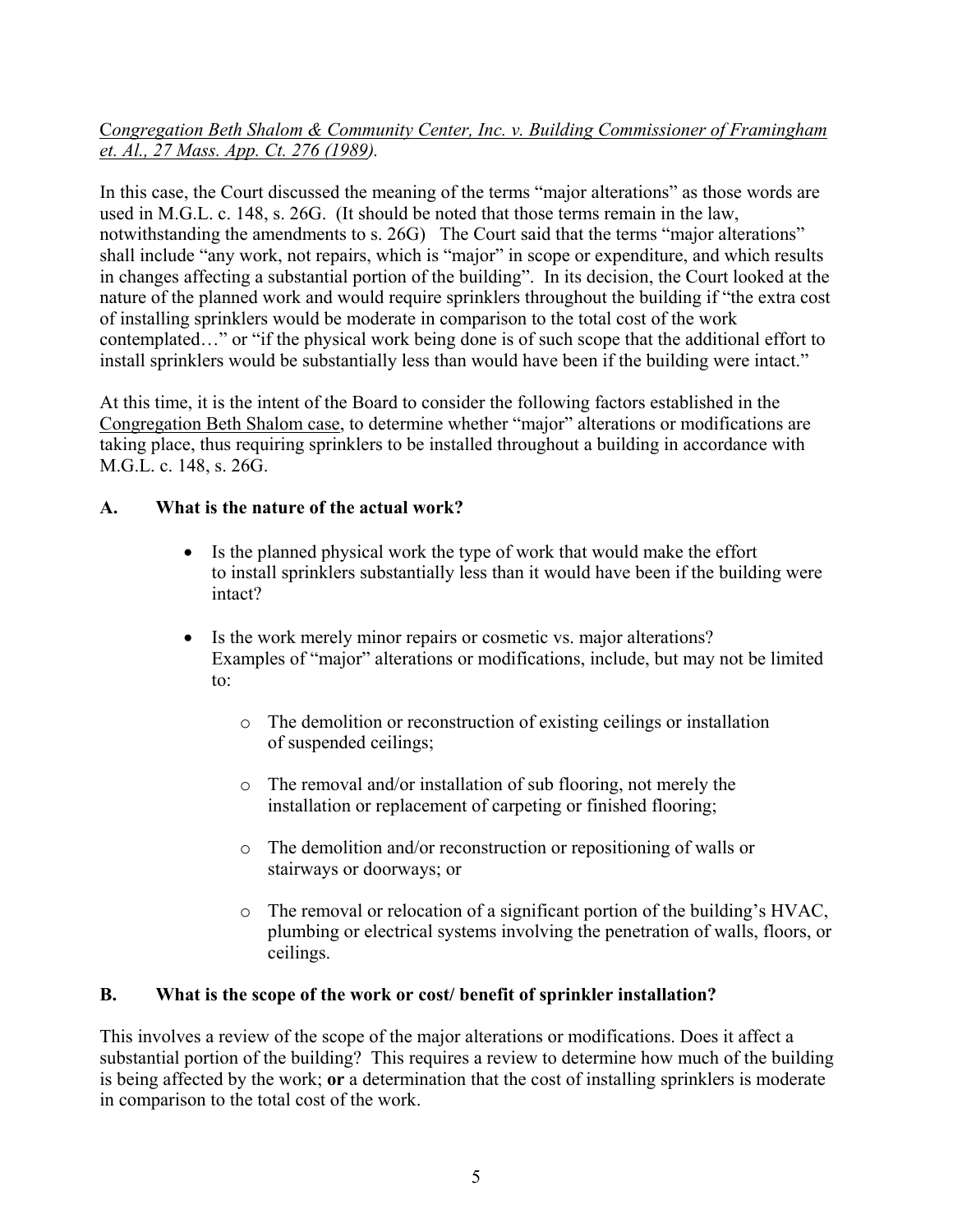*Congregation Beth Shalom & Community Center, Inc. v. Building Commissioner of Framingham et. Al., 27 Mass. App. Ct. 276 (1989).*

In this case, the Court discussed the meaning of the terms "major alterations" as those words are used in M.G.L. c. 148, s. 26G. (It should be noted that those terms remain in the law, notwithstanding the amendments to s. 26G) The Court said that the terms "major alterations" shall include "any work, not repairs, which is "major" in scope or expenditure, and which results in changes affecting a substantial portion of the building". In its decision, the Court looked at the nature of the planned work and would require sprinklers throughout the building if "the extra cost of installing sprinklers would be moderate in comparison to the total cost of the work contemplated…" or "if the physical work being done is of such scope that the additional effort to install sprinklers would be substantially less than would have been if the building were intact."

At this time, it is the intent of the Board to consider the following factors established in the Congregation Beth Shalom case, to determine whether "major" alterations or modifications are taking place, thus requiring sprinklers to be installed throughout a building in accordance with M.G.L. c. 148, s. 26G.

**A. What is the nature of the actual work?**

- Is the planned physical work the type of work that would make the effort to install sprinklers substantially less than it would have been if the building were intact?
- Is the work merely minor repairs or cosmetic vs. major alterations? Examples of "major" alterations or modifications, include, but may not be limited to:
  - The demolition or reconstruction of existing ceilings or installation of suspended ceilings;
  - The removal and/or installation of sub flooring, not merely the installation or replacement of carpeting or finished flooring;
  - The demolition and/or reconstruction or repositioning of walls or stairways or doorways; or
  - The removal or relocation of a significant portion of the building's HVAC, plumbing or electrical systems involving the penetration of walls, floors, or ceilings.

**B. What is the scope of the work or cost/ benefit of sprinkler installation?**

This involves a review of the scope of the major alterations or modifications. Does it affect a substantial portion of the building? This requires a review to determine how much of the building is being affected by the work; **or** a determination that the cost of installing sprinklers is moderate in comparison to the total cost of the work.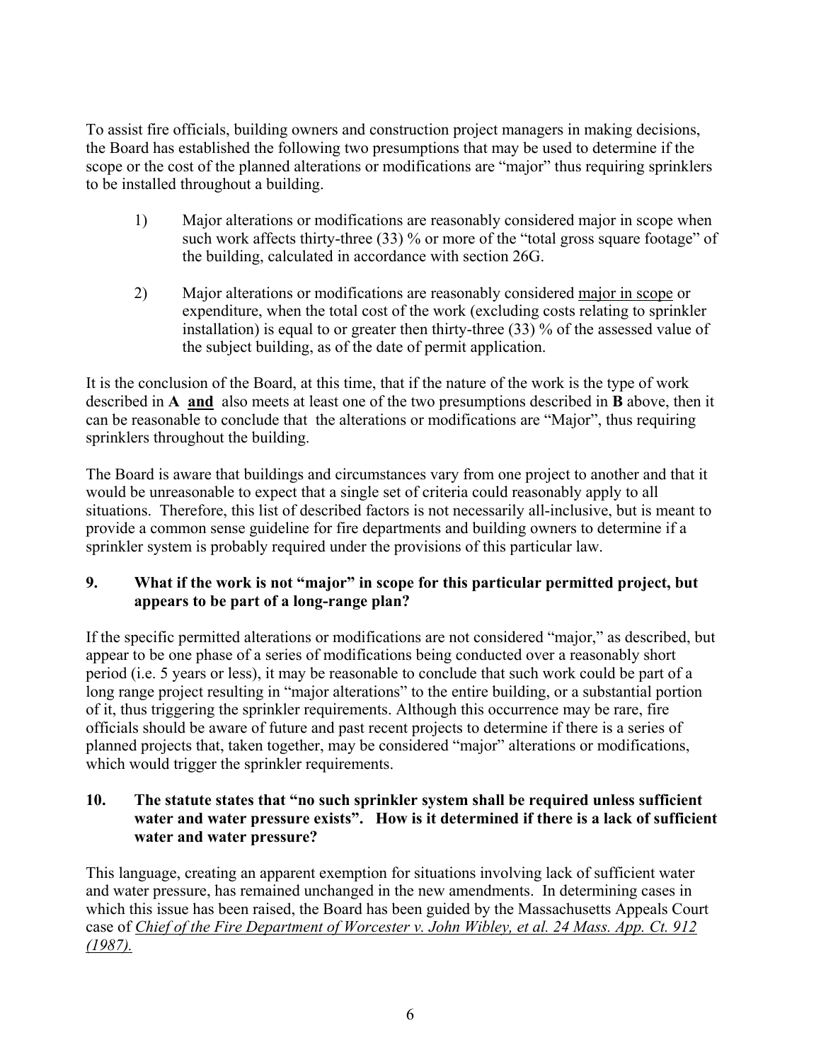To assist fire officials, building owners and construction project managers in making decisions, the Board has established the following two presumptions that may be used to determine if the scope or the cost of the planned alterations or modifications are "major" thus requiring sprinklers to be installed throughout a building.

1) Major alterations or modifications are reasonably considered major in scope when such work affects thirty-three (33) % or more of the "total gross square footage" of the building, calculated in accordance with section 26G.

2) Major alterations or modifications are reasonably considered <u>major in scope</u> or expenditure, when the total cost of the work (excluding costs relating to sprinkler installation) is equal to or greater then thirty-three (33) % of the assessed value of the subject building, as of the date of permit application.

It is the conclusion of the Board, at this time, that if the nature of the work is the type of work described in **A** <u>**and**</u> also meets at least one of the two presumptions described in **B** above, then it can be reasonable to conclude that the alterations or modifications are "Major", thus requiring sprinklers throughout the building.

The Board is aware that buildings and circumstances vary from one project to another and that it would be unreasonable to expect that a single set of criteria could reasonably apply to all situations. Therefore, this list of described factors is not necessarily all-inclusive, but is meant to provide a common sense guideline for fire departments and building owners to determine if a sprinkler system is probably required under the provisions of this particular law.

### 9. What if the work is not "major" in scope for this particular permitted project, but appears to be part of a long-range plan?

If the specific permitted alterations or modifications are not considered "major," as described, but appear to be one phase of a series of modifications being conducted over a reasonably short period (i.e. 5 years or less), it may be reasonable to conclude that such work could be part of a long range project resulting in "major alterations" to the entire building, or a substantial portion of it, thus triggering the sprinkler requirements. Although this occurrence may be rare, fire officials should be aware of future and past recent projects to determine if there is a series of planned projects that, taken together, may be considered "major" alterations or modifications, which would trigger the sprinkler requirements.

### 10. The statute states that "no such sprinkler system shall be required unless sufficient water and water pressure exists". How is it determined if there is a lack of sufficient water and water pressure?

This language, creating an apparent exemption for situations involving lack of sufficient water and water pressure, has remained unchanged in the new amendments. In determining cases in which this issue has been raised, the Board has been guided by the Massachusetts Appeals Court case of <u>*Chief of the Fire Department of Worcester v. John Wibley, et al. 24 Mass. App. Ct. 912 (1987).*</u>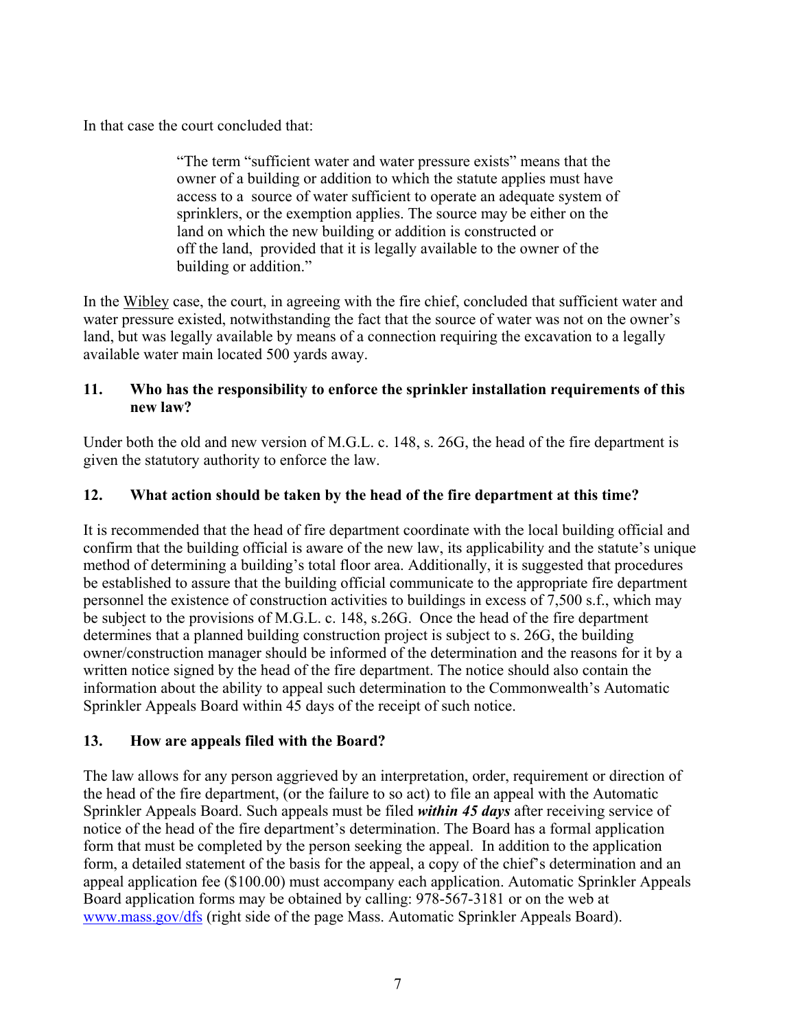In that case the court concluded that:

> "The term "sufficient water and water pressure exists" means that the owner of a building or addition to which the statute applies must have access to a source of water sufficient to operate an adequate system of sprinklers, or the exemption applies. The source may be either on the land on which the new building or addition is constructed or off the land, provided that it is legally available to the owner of the building or addition."

In the Wibley case, the court, in agreeing with the fire chief, concluded that sufficient water and water pressure existed, notwithstanding the fact that the source of water was not on the owner's land, but was legally available by means of a connection requiring the excavation to a legally available water main located 500 yards away.

**11. Who has the responsibility to enforce the sprinkler installation requirements of this new law?**

Under both the old and new version of M.G.L. c. 148, s. 26G, the head of the fire department is given the statutory authority to enforce the law.

**12. What action should be taken by the head of the fire department at this time?**

It is recommended that the head of fire department coordinate with the local building official and confirm that the building official is aware of the new law, its applicability and the statute's unique method of determining a building's total floor area. Additionally, it is suggested that procedures be established to assure that the building official communicate to the appropriate fire department personnel the existence of construction activities to buildings in excess of 7,500 s.f., which may be subject to the provisions of M.G.L. c. 148, s.26G. Once the head of the fire department determines that a planned building construction project is subject to s. 26G, the building owner/construction manager should be informed of the determination and the reasons for it by a written notice signed by the head of the fire department. The notice should also contain the information about the ability to appeal such determination to the Commonwealth's Automatic Sprinkler Appeals Board within 45 days of the receipt of such notice.

**13. How are appeals filed with the Board?**

The law allows for any person aggrieved by an interpretation, order, requirement or direction of the head of the fire department, (or the failure to so act) to file an appeal with the Automatic Sprinkler Appeals Board. Such appeals must be filed ***within 45 days*** after receiving service of notice of the head of the fire department's determination. The Board has a formal application form that must be completed by the person seeking the appeal. In addition to the application form, a detailed statement of the basis for the appeal, a copy of the chief's determination and an appeal application fee ($100.00) must accompany each application. Automatic Sprinkler Appeals Board application forms may be obtained by calling: 978-567-3181 or on the web at www.mass.gov/dfs (right side of the page Mass. Automatic Sprinkler Appeals Board).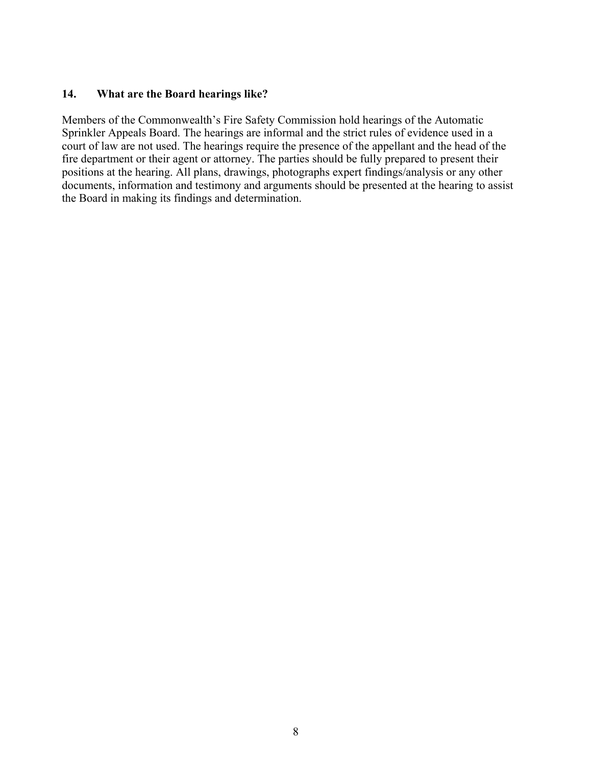### 14. What are the Board hearings like?

Members of the Commonwealth's Fire Safety Commission hold hearings of the Automatic Sprinkler Appeals Board. The hearings are informal and the strict rules of evidence used in a court of law are not used. The hearings require the presence of the appellant and the head of the fire department or their agent or attorney. The parties should be fully prepared to present their positions at the hearing. All plans, drawings, photographs expert findings/analysis or any other documents, information and testimony and arguments should be presented at the hearing to assist the Board in making its findings and determination.